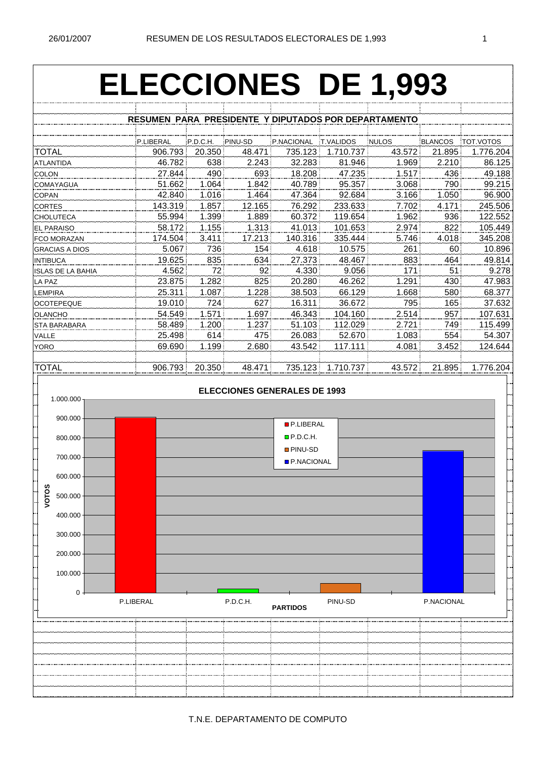# ELECCIONES DE 1,993

## RESUMEN PARA PRESIDENTE Y DIPUTADOS POR DEPARTAMENTO

| | P.LIBERAL | P.D.C.H. | PINU-SD | P.NACIONAL | T.VALIDOS | NULOS | BLANCOS | TOT.VOTOS |
|---|---|---|---|---|---|---|---|---|
| TOTAL | 906.793 | 20.350 | 48.471 | 735.123 | 1.710.737 | 43.572 | 21.895 | 1.776.204 |
| ATLANTIDA | 46.782 | 638 | 2.243 | 32.283 | 81.946 | 1.969 | 2.210 | 86.125 |
| COLON | 27.844 | 490 | 693 | 18.208 | 47.235 | 1.517 | 436 | 49.188 |
| COMAYAGUA | 51.662 | 1.064 | 1.842 | 40.789 | 95.357 | 3.068 | 790 | 99.215 |
| COPAN | 42.840 | 1.016 | 1.464 | 47.364 | 92.684 | 3.166 | 1.050 | 96.900 |
| CORTES | 143.319 | 1.857 | 12.165 | 76.292 | 233.633 | 7.702 | 4.171 | 245.506 |
| CHOLUTECA | 55.994 | 1.399 | 1.889 | 60.372 | 119.654 | 1.962 | 936 | 122.552 |
| EL PARAISO | 58.172 | 1.155 | 1.313 | 41.013 | 101.653 | 2.974 | 822 | 105.449 |
| FCO MORAZAN | 174.504 | 3.411 | 17.213 | 140.316 | 335.444 | 5.746 | 4.018 | 345.208 |
| GRACIAS A DIOS | 5.067 | 736 | 154 | 4.618 | 10.575 | 261 | 60 | 10.896 |
| INTIBUCA | 19.625 | 835 | 634 | 27.373 | 48.467 | 883 | 464 | 49.814 |
| ISLAS DE LA BAHIA | 4.562 | 72 | 92 | 4.330 | 9.056 | 171 | 51 | 9.278 |
| LA PAZ | 23.875 | 1.282 | 825 | 20.280 | 46.262 | 1.291 | 430 | 47.983 |
| LEMPIRA | 25.311 | 1.087 | 1.228 | 38.503 | 66.129 | 1.668 | 580 | 68.377 |
| OCOTEPEQUE | 19.010 | 724 | 627 | 16.311 | 36.672 | 795 | 165 | 37.632 |
| OLANCHO | 54.549 | 1.571 | 1.697 | 46.343 | 104.160 | 2.514 | 957 | 107.631 |
| STA BARABARA | 58.489 | 1.200 | 1.237 | 51.103 | 112.029 | 2.721 | 749 | 115.499 |
| VALLE | 25.498 | 614 | 475 | 26.083 | 52.670 | 1.083 | 554 | 54.307 |
| YORO | 69.690 | 1.199 | 2.680 | 43.542 | 117.111 | 4.081 | 3.452 | 124.644 |
| TOTAL | 906.793 | 20.350 | 48.471 | 735.123 | 1.710.737 | 43.572 | 21.895 | 1.776.204 |

ELECCIONES GENERALES DE 1993

T.N.E. DEPARTAMENTO DE COMPUTO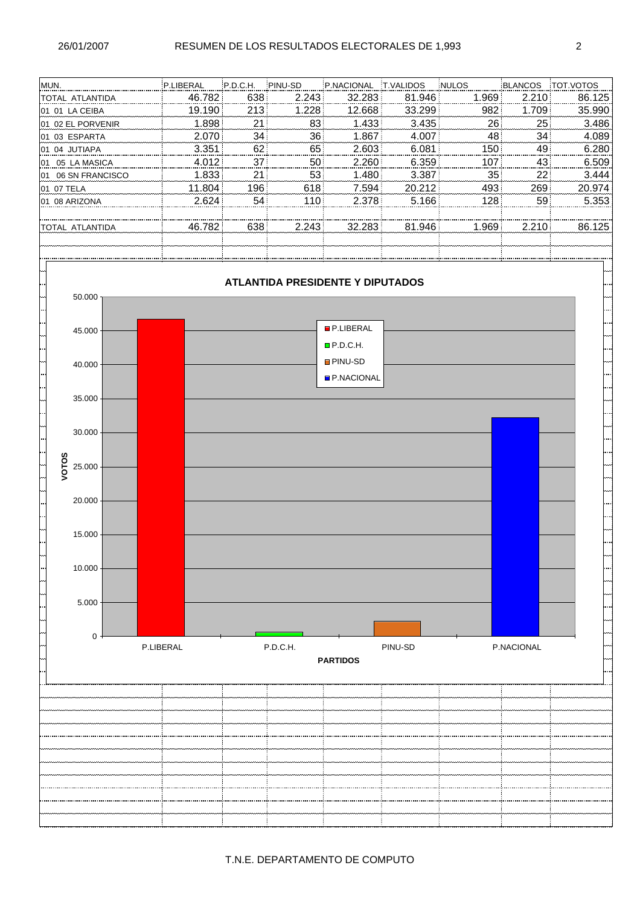# RESUMEN DE LOS RESULTADOS ELECTORALES DE 1,993

| MUN. | P.LIBERAL | P.D.C.H. | PINU-SD | P.NACIONAL | T.VALIDOS | NULOS | BLANCOS | TOT.VOTOS |
|---|---|---|---|---|---|---|---|---|
| TOTAL ATLANTIDA | 46.782 | 638 | 2.243 | 32.283 | 81.946 | 1.969 | 2.210 | 86.125 |
| 01 01 LA CEIBA | 19.190 | 213 | 1.228 | 12.668 | 33.299 | 982 | 1.709 | 35.990 |
| 01 02 EL PORVENIR | 1.898 | 21 | 83 | 1.433 | 3.435 | 26 | 25 | 3.486 |
| 01 03 ESPARTA | 2.070 | 34 | 36 | 1.867 | 4.007 | 48 | 34 | 4.089 |
| 01 04 JUTIAPA | 3.351 | 62 | 65 | 2.603 | 6.081 | 150 | 49 | 6.280 |
| 01 05 LA MASICA | 4.012 | 37 | 50 | 2.260 | 6.359 | 107 | 43 | 6.509 |
| 01 06 SN FRANCISCO | 1.833 | 21 | 53 | 1.480 | 3.387 | 35 | 22 | 3.444 |
| 01 07 TELA | 11.804 | 196 | 618 | 7.594 | 20.212 | 493 | 269 | 20.974 |
| 01 08 ARIZONA | 2.624 | 54 | 110 | 2.378 | 5.166 | 128 | 59 | 5.353 |
| | | | | | | | | |
| TOTAL ATLANTIDA | 46.782 | 638 | 2.243 | 32.283 | 81.946 | 1.969 | 2.210 | 86.125 |

**ATLANTIDA PRESIDENTE Y DIPUTADOS**

| PARTIDOS | VOTOS |
|---|---|
| P.LIBERAL | 46.782 |
| P.D.C.H. | 638 |
| PINU-SD | 2.243 |
| P.NACIONAL | 32.283 |

T.N.E. DEPARTAMENTO DE COMPUTO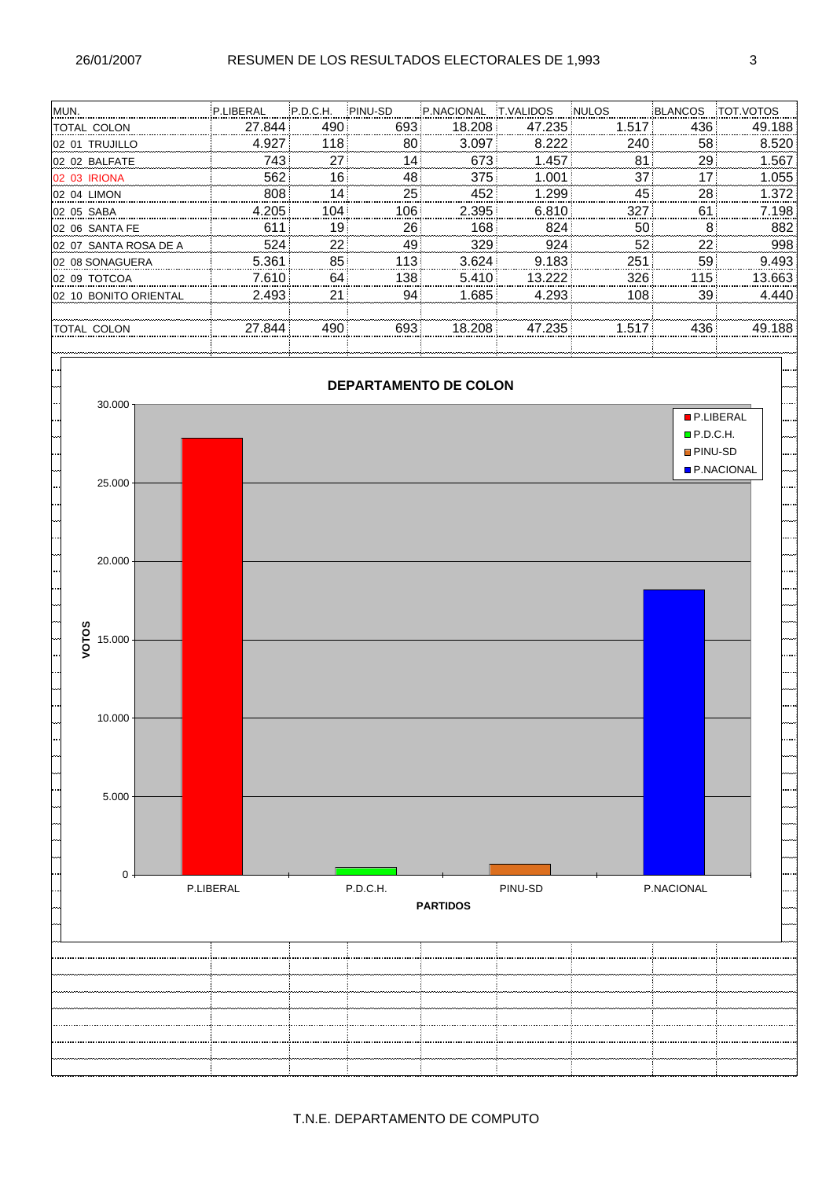# RESUMEN DE LOS RESULTADOS ELECTORALES DE 1,993

26/01/2007

| MUN. | P.LIBERAL | P.D.C.H. | PINU-SD | P.NACIONAL | T.VALIDOS | NULOS | BLANCOS | TOT.VOTOS |
|---|---|---|---|---|---|---|---|---|
| TOTAL COLON | 27.844 | 490 | 693 | 18.208 | 47.235 | 1.517 | 436 | 49.188 |
| 02 01 TRUJILLO | 4.927 | 118 | 80 | 3.097 | 8.222 | 240 | 58 | 8.520 |
| 02 02 BALFATE | 743 | 27 | 14 | 673 | 1.457 | 81 | 29 | 1.567 |
| 02 03 IRIONA | 562 | 16 | 48 | 375 | 1.001 | 37 | 17 | 1.055 |
| 02 04 LIMON | 808 | 14 | 25 | 452 | 1.299 | 45 | 28 | 1.372 |
| 02 05 SABA | 4.205 | 104 | 106 | 2.395 | 6.810 | 327 | 61 | 7.198 |
| 02 06 SANTA FE | 611 | 19 | 26 | 168 | 824 | 50 | 8 | 882 |
| 02 07 SANTA ROSA DE A | 524 | 22 | 49 | 329 | 924 | 52 | 22 | 998 |
| 02 08 SONAGUERA | 5.361 | 85 | 113 | 3.624 | 9.183 | 251 | 59 | 9.493 |
| 02 09 TOTCOA | 7.610 | 64 | 138 | 5.410 | 13.222 | 326 | 115 | 13.663 |
| 02 10 BONITO ORIENTAL | 2.493 | 21 | 94 | 1.685 | 4.293 | 108 | 39 | 4.440 |
| | | | | | | | | |
| TOTAL COLON | 27.844 | 490 | 693 | 18.208 | 47.235 | 1.517 | 436 | 49.188 |

**DEPARTAMENTO DE COLON**

| PARTIDOS | VOTOS |
|---|---|
| P.LIBERAL | 27.844 |
| P.D.C.H. | 490 |
| PINU-SD | 693 |
| P.NACIONAL | 18.208 |

T.N.E. DEPARTAMENTO DE COMPUTO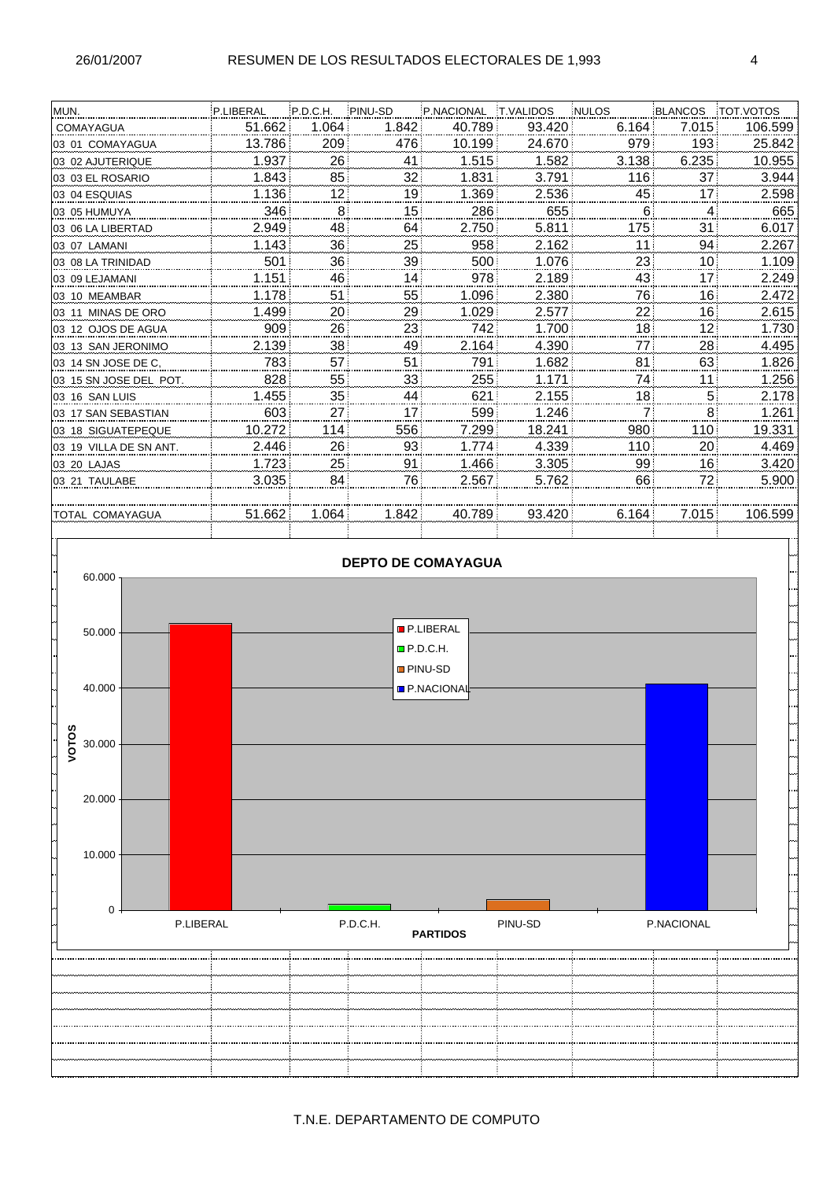## RESUMEN DE LOS RESULTADOS ELECTORALES DE 1,993

| MUN. | P.LIBERAL | P.D.C.H. | PINU-SD | P.NACIONAL | T.VALIDOS | NULOS | BLANCOS | TOT.VOTOS |
|---|---|---|---|---|---|---|---|---|
| COMAYAGUA | 51.662 | 1.064 | 1.842 | 40.789 | 93.420 | 6.164 | 7.015 | 106.599 |
| 03 01 COMAYAGUA | 13.786 | 209 | 476 | 10.199 | 24.670 | 979 | 193 | 25.842 |
| 03 02 AJUTERIQUE | 1.937 | 26 | 41 | 1.515 | 1.582 | 3.138 | 6.235 | 10.955 |
| 03 03 EL ROSARIO | 1.843 | 85 | 32 | 1.831 | 3.791 | 116 | 37 | 3.944 |
| 03 04 ESQUIAS | 1.136 | 12 | 19 | 1.369 | 2.536 | 45 | 17 | 2.598 |
| 03 05 HUMUYA | 346 | 8 | 15 | 286 | 655 | 6 | 4 | 665 |
| 03 06 LA LIBERTAD | 2.949 | 48 | 64 | 2.750 | 5.811 | 175 | 31 | 6.017 |
| 03 07 LAMANI | 1.143 | 36 | 25 | 958 | 2.162 | 11 | 94 | 2.267 |
| 03 08 LA TRINIDAD | 501 | 36 | 39 | 500 | 1.076 | 23 | 10 | 1.109 |
| 03 09 LEJAMANI | 1.151 | 46 | 14 | 978 | 2.189 | 43 | 17 | 2.249 |
| 03 10 MEAMBAR | 1.178 | 51 | 55 | 1.096 | 2.380 | 76 | 16 | 2.472 |
| 03 11 MINAS DE ORO | 1.499 | 20 | 29 | 1.029 | 2.577 | 22 | 16 | 2.615 |
| 03 12 OJOS DE AGUA | 909 | 26 | 23 | 742 | 1.700 | 18 | 12 | 1.730 |
| 03 13 SAN JERONIMO | 2.139 | 38 | 49 | 2.164 | 4.390 | 77 | 28 | 4.495 |
| 03 14 SN JOSE DE C. | 783 | 57 | 51 | 791 | 1.682 | 81 | 63 | 1.826 |
| 03 15 SN JOSE DEL POT. | 828 | 55 | 33 | 255 | 1.171 | 74 | 11 | 1.256 |
| 03 16 SAN LUIS | 1.455 | 35 | 44 | 621 | 2.155 | 18 | 5 | 2.178 |
| 03 17 SAN SEBASTIAN | 603 | 27 | 17 | 599 | 1.246 | 7 | 8 | 1.261 |
| 03 18 SIGUATEPEQUE | 10.272 | 114 | 556 | 7.299 | 18.241 | 980 | 110 | 19.331 |
| 03 19 VILLA DE SN ANT. | 2.446 | 26 | 93 | 1.774 | 4.339 | 110 | 20 | 4.469 |
| 03 20 LAJAS | 1.723 | 25 | 91 | 1.466 | 3.305 | 99 | 16 | 3.420 |
| 03 21 TAULABE | 3.035 | 84 | 76 | 2.567 | 5.762 | 66 | 72 | 5.900 |
| | | | | | | | | |
| TOTAL COMAYAGUA | 51.662 | 1.064 | 1.842 | 40.789 | 93.420 | 6.164 | 7.015 | 106.599 |

**DEPTO DE COMAYAGUA**

| PARTIDOS | VOTOS |
|---|---|
| P.LIBERAL | 51.662 |
| P.D.C.H. | 1.064 |
| PINU-SD | 1.842 |
| P.NACIONAL | 40.789 |

T.N.E. DEPARTAMENTO DE COMPUTO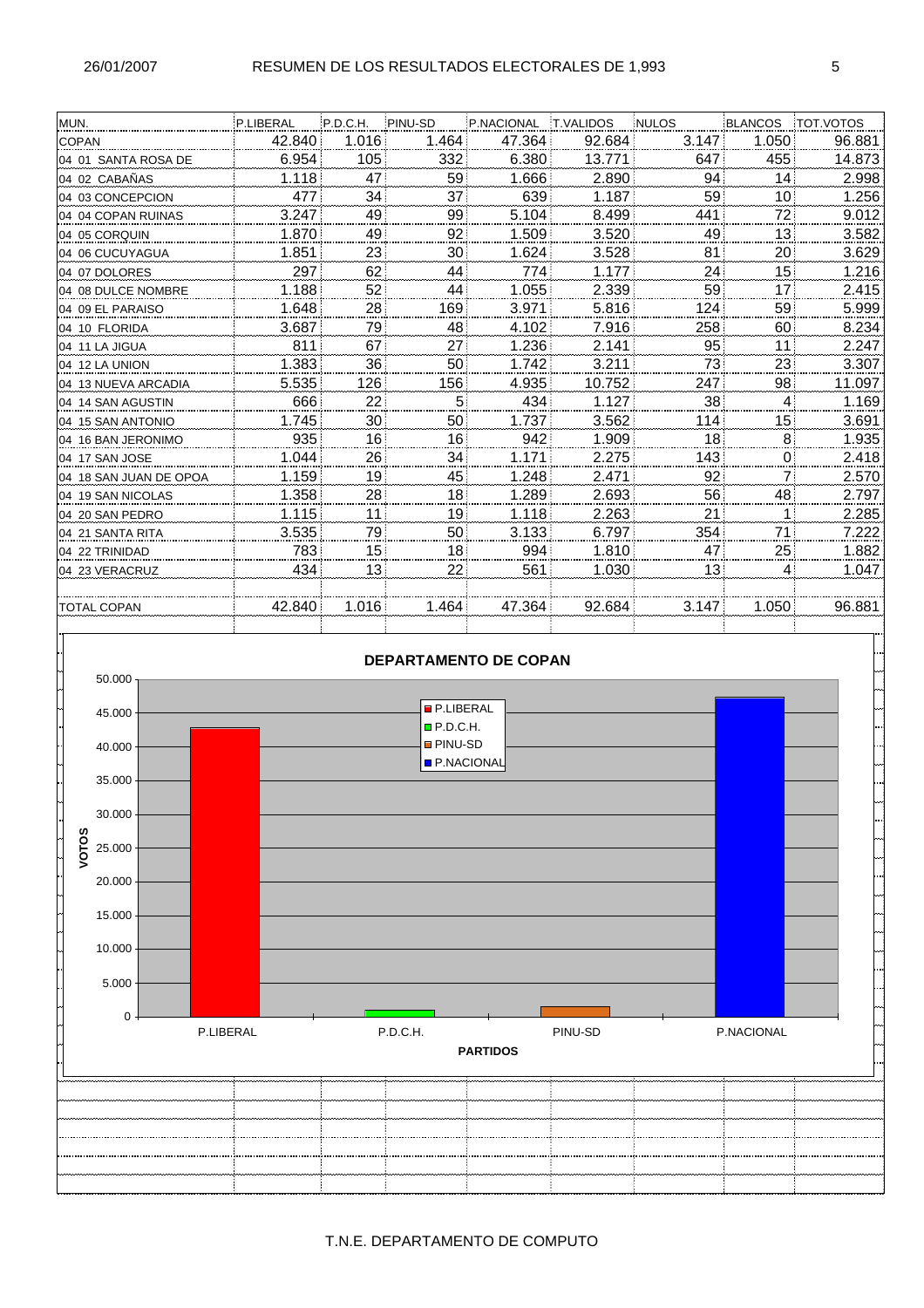# RESUMEN DE LOS RESULTADOS ELECTORALES DE 1,993

| MUN. | P.LIBERAL | P.D.C.H. | PINU-SD | P.NACIONAL | T.VALIDOS | NULOS | BLANCOS | TOT.VOTOS |
|---|---|---|---|---|---|---|---|---|
| COPAN | 42.840 | 1.016 | 1.464 | 47.364 | 92.684 | 3.147 | 1.050 | 96.881 |
| 04 01 SANTA ROSA DE | 6.954 | 105 | 332 | 6.380 | 13.771 | 647 | 455 | 14.873 |
| 04 02 CABAÑAS | 1.118 | 47 | 59 | 1.666 | 2.890 | 94 | 14 | 2.998 |
| 04 03 CONCEPCION | 477 | 34 | 37 | 639 | 1.187 | 59 | 10 | 1.256 |
| 04 04 COPAN RUINAS | 3.247 | 49 | 99 | 5.104 | 8.499 | 441 | 72 | 9.012 |
| 04 05 CORQUIN | 1.870 | 49 | 92 | 1.509 | 3.520 | 49 | 13 | 3.582 |
| 04 06 CUCUYAGUA | 1.851 | 23 | 30 | 1.624 | 3.528 | 81 | 20 | 3.629 |
| 04 07 DOLORES | 297 | 62 | 44 | 774 | 1.177 | 24 | 15 | 1.216 |
| 04 08 DULCE NOMBRE | 1.188 | 52 | 44 | 1.055 | 2.339 | 59 | 17 | 2.415 |
| 04 09 EL PARAISO | 1.648 | 28 | 169 | 3.971 | 5.816 | 124 | 59 | 5.999 |
| 04 10 FLORIDA | 3.687 | 79 | 48 | 4.102 | 7.916 | 258 | 60 | 8.234 |
| 04 11 LA JIGUA | 811 | 67 | 27 | 1.236 | 2.141 | 95 | 11 | 2.247 |
| 04 12 LA UNION | 1.383 | 36 | 50 | 1.742 | 3.211 | 73 | 23 | 3.307 |
| 04 13 NUEVA ARCADIA | 5.535 | 126 | 156 | 4.935 | 10.752 | 247 | 98 | 11.097 |
| 04 14 SAN AGUSTIN | 666 | 22 | 5 | 434 | 1.127 | 38 | 4 | 1.169 |
| 04 15 SAN ANTONIO | 1.745 | 30 | 50 | 1.737 | 3.562 | 114 | 15 | 3.691 |
| 04 16 BAN JERONIMO | 935 | 16 | 16 | 942 | 1.909 | 18 | 8 | 1.935 |
| 04 17 SAN JOSE | 1.044 | 26 | 34 | 1.171 | 2.275 | 143 | 0 | 2.418 |
| 04 18 SAN JUAN DE OPOA | 1.159 | 19 | 45 | 1.248 | 2.471 | 92 | 7 | 2.570 |
| 04 19 SAN NICOLAS | 1.358 | 28 | 18 | 1.289 | 2.693 | 56 | 48 | 2.797 |
| 04 20 SAN PEDRO | 1.115 | 11 | 19 | 1.118 | 2.263 | 21 | 1 | 2.285 |
| 04 21 SANTA RITA | 3.535 | 79 | 50 | 3.133 | 6.797 | 354 | 71 | 7.222 |
| 04 22 TRINIDAD | 783 | 15 | 18 | 994 | 1.810 | 47 | 25 | 1.882 |
| 04 23 VERACRUZ | 434 | 13 | 22 | 561 | 1.030 | 13 | 4 | 1.047 |
| TOTAL COPAN | 42.840 | 1.016 | 1.464 | 47.364 | 92.684 | 3.147 | 1.050 | 96.881 |

**DEPARTAMENTO DE COPAN**

T.N.E. DEPARTAMENTO DE COMPUTO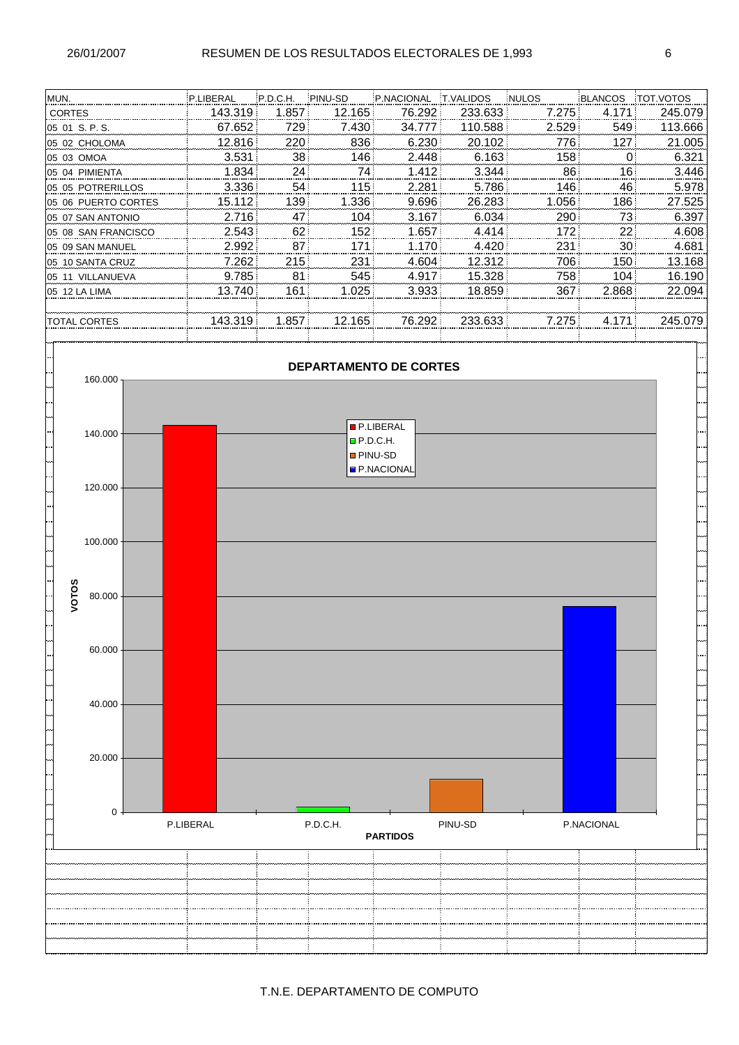## RESUMEN DE LOS RESULTADOS ELECTORALES DE 1,993

| MUN. | P.LIBERAL | P.D.C.H. | PINU-SD | P.NACIONAL | T.VALIDOS | NULOS | BLANCOS | TOT.VOTOS |
|---|---|---|---|---|---|---|---|---|
| CORTES | 143.319 | 1.857 | 12.165 | 76.292 | 233.633 | 7.275 | 4.171 | 245.079 |
| 05 01 S. P. S. | 67.652 | 729 | 7.430 | 34.777 | 110.588 | 2.529 | 549 | 113.666 |
| 05 02 CHOLOMA | 12.816 | 220 | 836 | 6.230 | 20.102 | 776 | 127 | 21.005 |
| 05 03 OMOA | 3.531 | 38 | 146 | 2.448 | 6.163 | 158 | 0 | 6.321 |
| 05 04 PIMIENTA | 1.834 | 24 | 74 | 1.412 | 3.344 | 86 | 16 | 3.446 |
| 05 05 POTRERILLOS | 3.336 | 54 | 115 | 2.281 | 5.786 | 146 | 46 | 5.978 |
| 05 06 PUERTO CORTES | 15.112 | 139 | 1.336 | 9.696 | 26.283 | 1.056 | 186 | 27.525 |
| 05 07 SAN ANTONIO | 2.716 | 47 | 104 | 3.167 | 6.034 | 290 | 73 | 6.397 |
| 05 08 SAN FRANCISCO | 2.543 | 62 | 152 | 1.657 | 4.414 | 172 | 22 | 4.608 |
| 05 09 SAN MANUEL | 2.992 | 87 | 171 | 1.170 | 4.420 | 231 | 30 | 4.681 |
| 05 10 SANTA CRUZ | 7.262 | 215 | 231 | 4.604 | 12.312 | 706 | 150 | 13.168 |
| 05 11 VILLANUEVA | 9.785 | 81 | 545 | 4.917 | 15.328 | 758 | 104 | 16.190 |
| 05 12 LA LIMA | 13.740 | 161 | 1.025 | 3.933 | 18.859 | 367 | 2.868 | 22.094 |
| | | | | | | | | |
| TOTAL CORTES | 143.319 | 1.857 | 12.165 | 76.292 | 233.633 | 7.275 | 4.171 | 245.079 |

**DEPARTAMENTO DE CORTES**

| PARTIDOS | VOTOS |
|---|---|
| P.LIBERAL | 143.319 |
| P.D.C.H. | 1.857 |
| PINU-SD | 12.165 |
| P.NACIONAL | 76.292 |

T.N.E. DEPARTAMENTO DE COMPUTO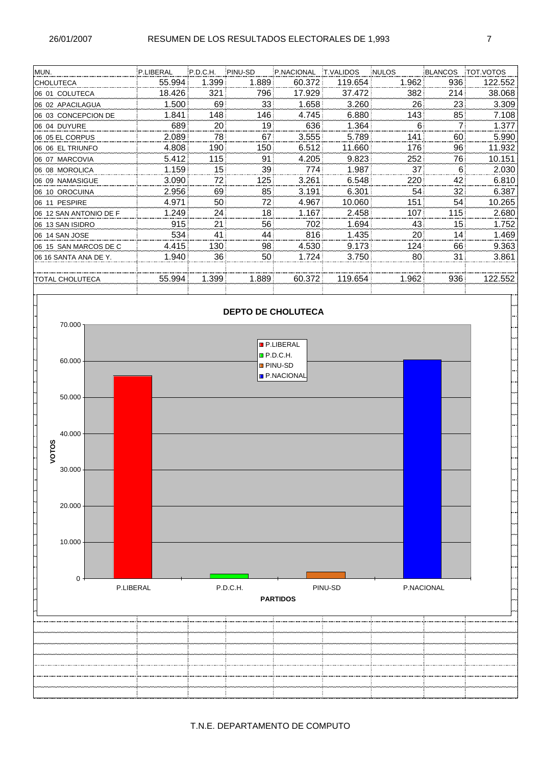# RESUMEN DE LOS RESULTADOS ELECTORALES DE 1,993

26/01/2007

| MUN. | P.LIBERAL | P.D.C.H. | PINU-SD | P.NACIONAL | T.VALIDOS | NULOS | BLANCOS | TOT.VOTOS |
|---|---|---|---|---|---|---|---|---|
| CHOLUTECA | 55.994 | 1.399 | 1.889 | 60.372 | 119.654 | 1.962 | 936 | 122.552 |
| 06 01 COLUTECA | 18.426 | 321 | 796 | 17.929 | 37.472 | 382 | 214 | 38.068 |
| 06 02 APACILAGUA | 1.500 | 69 | 33 | 1.658 | 3.260 | 26 | 23 | 3.309 |
| 06 03 CONCEPCION DE | 1.841 | 148 | 146 | 4.745 | 6.880 | 143 | 85 | 7.108 |
| 06 04 DUYURE | 689 | 20 | 19 | 636 | 1.364 | 6 | 7 | 1.377 |
| 06 05 EL CORPUS | 2.089 | 78 | 67 | 3.555 | 5.789 | 141 | 60 | 5.990 |
| 06 06 EL TRIUNFO | 4.808 | 190 | 150 | 6.512 | 11.660 | 176 | 96 | 11.932 |
| 06 07 MARCOVIA | 5.412 | 115 | 91 | 4.205 | 9.823 | 252 | 76 | 10.151 |
| 06 08 MOROLICA | 1.159 | 15 | 39 | 774 | 1.987 | 37 | 6 | 2.030 |
| 06 09 NAMASIGUE | 3.090 | 72 | 125 | 3.261 | 6.548 | 220 | 42 | 6.810 |
| 06 10 OROCUINA | 2.956 | 69 | 85 | 3.191 | 6.301 | 54 | 32 | 6.387 |
| 06 11 PESPIRE | 4.971 | 50 | 72 | 4.967 | 10.060 | 151 | 54 | 10.265 |
| 06 12 SAN ANTONIO DE F | 1.249 | 24 | 18 | 1.167 | 2.458 | 107 | 115 | 2.680 |
| 06 13 SAN ISIDRO | 915 | 21 | 56 | 702 | 1.694 | 43 | 15 | 1.752 |
| 06 14 SAN JOSE | 534 | 41 | 44 | 816 | 1.435 | 20 | 14 | 1.469 |
| 06 15 SAN MARCOS DE C | 4.415 | 130 | 98 | 4.530 | 9.173 | 124 | 66 | 9.363 |
| 06 16 SANTA ANA DE Y. | 1.940 | 36 | 50 | 1.724 | 3.750 | 80 | 31 | 3.861 |
| | | | | | | | | |
| TOTAL CHOLUTECA | 55.994 | 1.399 | 1.889 | 60.372 | 119.654 | 1.962 | 936 | 122.552 |

**DEPTO DE CHOLUTECA**

| PARTIDOS | VOTOS |
|---|---|
| P.LIBERAL | 55.994 |
| P.D.C.H. | 1.399 |
| PINU-SD | 1.889 |
| P.NACIONAL | 60.372 |

T.N.E. DEPARTAMENTO DE COMPUTO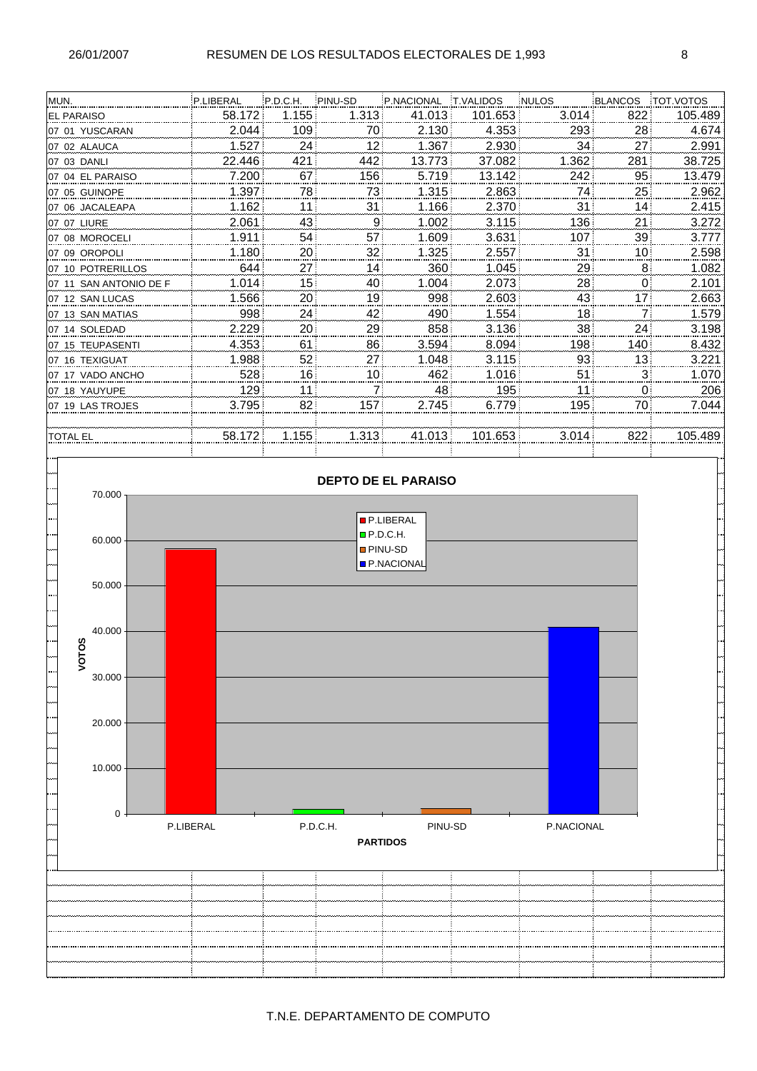# RESUMEN DE LOS RESULTADOS ELECTORALES DE 1,993

26/01/2007

| MUN. | P.LIBERAL | P.D.C.H. | PINU-SD | P.NACIONAL | T.VALIDOS | NULOS | BLANCOS | TOT.VOTOS |
|---|---|---|---|---|---|---|---|---|
| EL PARAISO | 58.172 | 1.155 | 1.313 | 41.013 | 101.653 | 3.014 | 822 | 105.489 |
| 07 01 YUSCARAN | 2.044 | 109 | 70 | 2.130 | 4.353 | 293 | 28 | 4.674 |
| 07 02 ALAUCA | 1.527 | 24 | 12 | 1.367 | 2.930 | 34 | 27 | 2.991 |
| 07 03 DANLI | 22.446 | 421 | 442 | 13.773 | 37.082 | 1.362 | 281 | 38.725 |
| 07 04 EL PARAISO | 7.200 | 67 | 156 | 5.719 | 13.142 | 242 | 95 | 13.479 |
| 07 05 GUINOPE | 1.397 | 78 | 73 | 1.315 | 2.863 | 74 | 25 | 2.962 |
| 07 06 JACALEAPA | 1.162 | 11 | 31 | 1.166 | 2.370 | 31 | 14 | 2.415 |
| 07 07 LIURE | 2.061 | 43 | 9 | 1.002 | 3.115 | 136 | 21 | 3.272 |
| 07 08 MOROCELI | 1.911 | 54 | 57 | 1.609 | 3.631 | 107 | 39 | 3.777 |
| 07 09 OROPOLI | 1.180 | 20 | 32 | 1.325 | 2.557 | 31 | 10 | 2.598 |
| 07 10 POTRERILLOS | 644 | 27 | 14 | 360 | 1.045 | 29 | 8 | 1.082 |
| 07 11 SAN ANTONIO DE F | 1.014 | 15 | 40 | 1.004 | 2.073 | 28 | 0 | 2.101 |
| 07 12 SAN LUCAS | 1.566 | 20 | 19 | 998 | 2.603 | 43 | 17 | 2.663 |
| 07 13 SAN MATIAS | 998 | 24 | 42 | 490 | 1.554 | 18 | 7 | 1.579 |
| 07 14 SOLEDAD | 2.229 | 20 | 29 | 858 | 3.136 | 38 | 24 | 3.198 |
| 07 15 TEUPASENTI | 4.353 | 61 | 86 | 3.594 | 8.094 | 198 | 140 | 8.432 |
| 07 16 TEXIGUAT | 1.988 | 52 | 27 | 1.048 | 3.115 | 93 | 13 | 3.221 |
| 07 17 VADO ANCHO | 528 | 16 | 10 | 462 | 1.016 | 51 | 3 | 1.070 |
| 07 18 YAUYUPE | 129 | 11 | 7 | 48 | 195 | 11 | 0 | 206 |
| 07 19 LAS TROJES | 3.795 | 82 | 157 | 2.745 | 6.779 | 195 | 70 | 7.044 |
| TOTAL EL | 58.172 | 1.155 | 1.313 | 41.013 | 101.653 | 3.014 | 822 | 105.489 |

**DEPTO DE EL PARAISO**

T.N.E. DEPARTAMENTO DE COMPUTO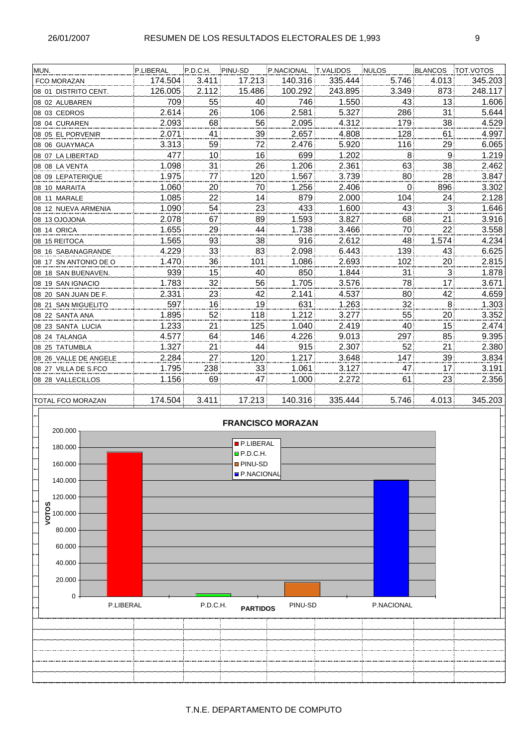# RESUMEN DE LOS RESULTADOS ELECTORALES DE 1,993

| MUN. | P.LIBERAL | P.D.C.H. | PINU-SD | P.NACIONAL | T.VALIDOS | NULOS | BLANCOS | TOT.VOTOS |
|---|---|---|---|---|---|---|---|---|
| FCO MORAZAN | 174.504 | 3.411 | 17.213 | 140.316 | 335.444 | 5.746 | 4.013 | 345.203 |
| 08 01 DISTRITO CENT. | 126.005 | 2.112 | 15.486 | 100.292 | 243.895 | 3.349 | 873 | 248.117 |
| 08 02 ALUBAREN | 709 | 55 | 40 | 746 | 1.550 | 43 | 13 | 1.606 |
| 08 03 CEDROS | 2.614 | 26 | 106 | 2.581 | 5.327 | 286 | 31 | 5.644 |
| 08 04 CURAREN | 2.093 | 68 | 56 | 2.095 | 4.312 | 179 | 38 | 4.529 |
| 08 05 EL PORVENIR | 2.071 | 41 | 39 | 2.657 | 4.808 | 128 | 61 | 4.997 |
| 08 06 GUAYMACA | 3.313 | 59 | 72 | 2.476 | 5.920 | 116 | 29 | 6.065 |
| 08 07 LA LIBERTAD | 477 | 10 | 16 | 699 | 1.202 | 8 | 9 | 1.219 |
| 08 08 LA VENTA | 1.098 | 31 | 26 | 1.206 | 2.361 | 63 | 38 | 2.462 |
| 08 09 LEPATERIQUE | 1.975 | 77 | 120 | 1.567 | 3.739 | 80 | 28 | 3.847 |
| 08 10 MARAITA | 1.060 | 20 | 70 | 1.256 | 2.406 | 0 | 896 | 3.302 |
| 08 11 MARALE | 1.085 | 22 | 14 | 879 | 2.000 | 104 | 24 | 2.128 |
| 08 12 NUEVA ARMENIA | 1.090 | 54 | 23 | 433 | 1.600 | 43 | 3 | 1.646 |
| 08 13 OJOJONA | 2.078 | 67 | 89 | 1.593 | 3.827 | 68 | 21 | 3.916 |
| 08 14 ORICA | 1.655 | 29 | 44 | 1.738 | 3.466 | 70 | 22 | 3.558 |
| 08 15 REITOCA | 1.565 | 93 | 38 | 916 | 2.612 | 48 | 1.574 | 4.234 |
| 08 16 SABANAGRANDE | 4.229 | 33 | 83 | 2.098 | 6.443 | 139 | 43 | 6.625 |
| 08 17 SN ANTONIO DE O | 1.470 | 36 | 101 | 1.086 | 2.693 | 102 | 20 | 2.815 |
| 08 18 SAN BUENAVEN. | 939 | 15 | 40 | 850 | 1.844 | 31 | 3 | 1.878 |
| 08 19 SAN IGNACIO | 1.783 | 32 | 56 | 1.705 | 3.576 | 78 | 17 | 3.671 |
| 08 20 SAN JUAN DE F. | 2.331 | 23 | 42 | 2.141 | 4.537 | 80 | 42 | 4.659 |
| 08 21 SAN MIGUELITO | 597 | 16 | 19 | 631 | 1.263 | 32 | 8 | 1.303 |
| 08 22 SANTA ANA | 1.895 | 52 | 118 | 1.212 | 3.277 | 55 | 20 | 3.352 |
| 08 23 SANTA LUCIA | 1.233 | 21 | 125 | 1.040 | 2.419 | 40 | 15 | 2.474 |
| 08 24 TALANGA | 4.577 | 64 | 146 | 4.226 | 9.013 | 297 | 85 | 9.395 |
| 08 25 TATUMBLA | 1.327 | 21 | 44 | 915 | 2.307 | 52 | 21 | 2.380 |
| 08 26 VALLE DE ANGELE | 2.284 | 27 | 120 | 1.217 | 3.648 | 147 | 39 | 3.834 |
| 08 27 VILLA DE S.FCO | 1.795 | 238 | 33 | 1.061 | 3.127 | 47 | 17 | 3.191 |
| 08 28 VALLECILLOS | 1.156 | 69 | 47 | 1.000 | 2.272 | 61 | 23 | 2.356 |
| | | | | | | | | |
| TOTAL FCO MORAZAN | 174.504 | 3.411 | 17.213 | 140.316 | 335.444 | 5.746 | 4.013 | 345.203 |

**FRANCISCO MORAZAN**

T.N.E. DEPARTAMENTO DE COMPUTO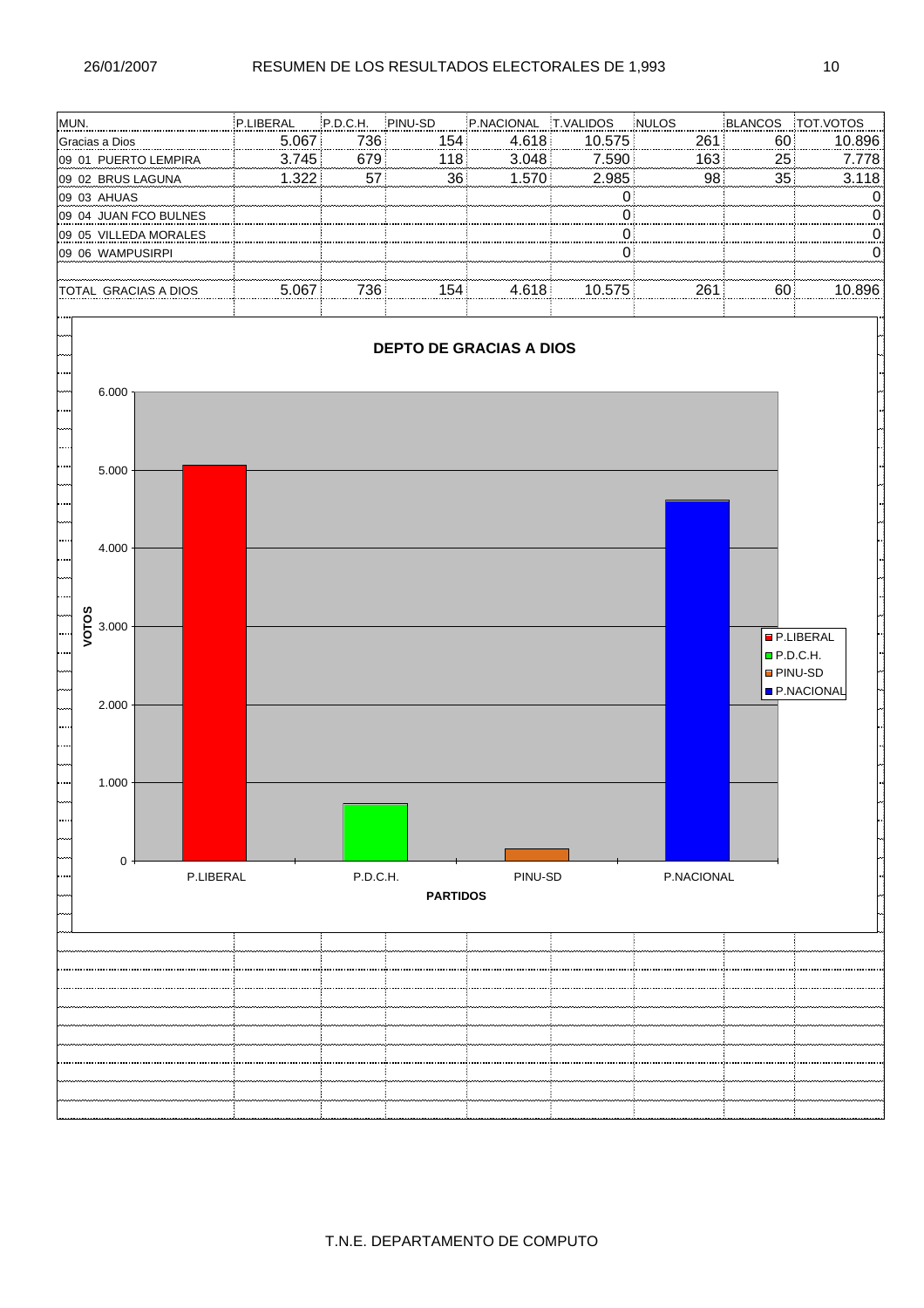RESUMEN DE LOS RESULTADOS ELECTORALES DE 1,993

| MUN. | P.LIBERAL | P.D.C.H. | PINU-SD | P.NACIONAL | T.VALIDOS | NULOS | BLANCOS | TOT.VOTOS |
|---|---|---|---|---|---|---|---|---|
| Gracias a Dios | 5.067 | 736 | 154 | 4.618 | 10.575 | 261 | 60 | 10.896 |
| 09 01 PUERTO LEMPIRA | 3.745 | 679 | 118 | 3.048 | 7.590 | 163 | 25 | 7.778 |
| 09 02 BRUS LAGUNA | 1.322 | 57 | 36 | 1.570 | 2.985 | 98 | 35 | 3.118 |
| 09 03 AHUAS | | | | | 0 | | | 0 |
| 09 04 JUAN FCO BULNES | | | | | 0 | | | 0 |
| 09 05 VILLEDA MORALES | | | | | 0 | | | 0 |
| 09 06 WAMPUSIRPI | | | | | 0 | | | 0 |
| TOTAL GRACIAS A DIOS | 5.067 | 736 | 154 | 4.618 | 10.575 | 261 | 60 | 10.896 |

**DEPTO DE GRACIAS A DIOS**

| PARTIDOS | VOTOS |
|---|---|
| P.LIBERAL | 5.067 |
| P.D.C.H. | 736 |
| PINU-SD | 154 |
| P.NACIONAL | 4.618 |

T.N.E. DEPARTAMENTO DE COMPUTO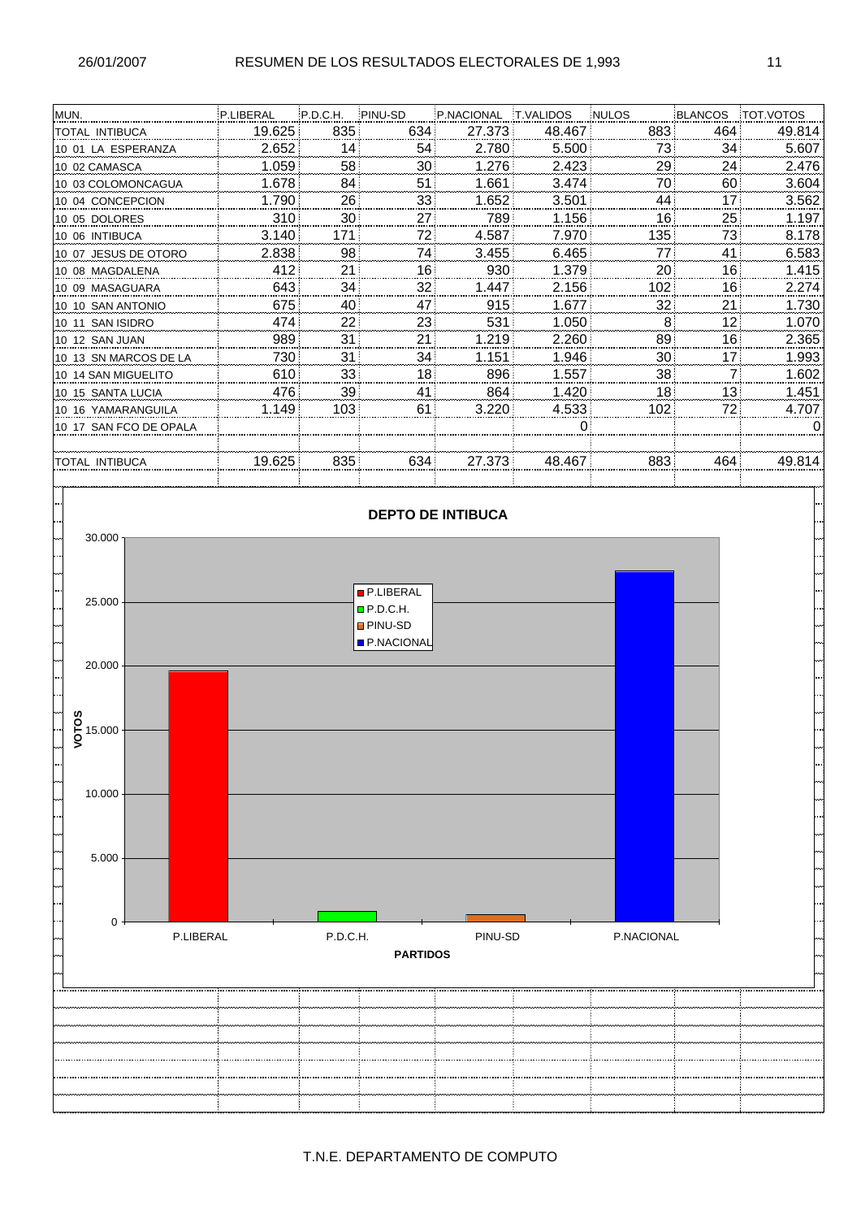# RESUMEN DE LOS RESULTADOS ELECTORALES DE 1,993

| MUN. | P.LIBERAL | P.D.C.H. | PINU-SD | P.NACIONAL | T.VALIDOS | NULOS | BLANCOS | TOT.VOTOS |
|---|---|---|---|---|---|---|---|---|
| TOTAL INTIBUCA | 19.625 | 835 | 634 | 27.373 | 48.467 | 883 | 464 | 49.814 |
| 10 01 LA ESPERANZA | 2.652 | 14 | 54 | 2.780 | 5.500 | 73 | 34 | 5.607 |
| 10 02 CAMASCA | 1.059 | 58 | 30 | 1.276 | 2.423 | 29 | 24 | 2.476 |
| 10 03 COLOMONCAGUA | 1.678 | 84 | 51 | 1.661 | 3.474 | 70 | 60 | 3.604 |
| 10 04 CONCEPCION | 1.790 | 26 | 33 | 1.652 | 3.501 | 44 | 17 | 3.562 |
| 10 05 DOLORES | 310 | 30 | 27 | 789 | 1.156 | 16 | 25 | 1.197 |
| 10 06 INTIBUCA | 3.140 | 171 | 72 | 4.587 | 7.970 | 135 | 73 | 8.178 |
| 10 07 JESUS DE OTORO | 2.838 | 98 | 74 | 3.455 | 6.465 | 77 | 41 | 6.583 |
| 10 08 MAGDALENA | 412 | 21 | 16 | 930 | 1.379 | 20 | 16 | 1.415 |
| 10 09 MASAGUARA | 643 | 34 | 32 | 1.447 | 2.156 | 102 | 16 | 2.274 |
| 10 10 SAN ANTONIO | 675 | 40 | 47 | 915 | 1.677 | 32 | 21 | 1.730 |
| 10 11 SAN ISIDRO | 474 | 22 | 23 | 531 | 1.050 | 8 | 12 | 1.070 |
| 10 12 SAN JUAN | 989 | 31 | 21 | 1.219 | 2.260 | 89 | 16 | 2.365 |
| 10 13 SN MARCOS DE LA | 730 | 31 | 34 | 1.151 | 1.946 | 30 | 17 | 1.993 |
| 10 14 SAN MIGUELITO | 610 | 33 | 18 | 896 | 1.557 | 38 | 7 | 1.602 |
| 10 15 SANTA LUCIA | 476 | 39 | 41 | 864 | 1.420 | 18 | 13 | 1.451 |
| 10 16 YAMARANGUILA | 1.149 | 103 | 61 | 3.220 | 4.533 | 102 | 72 | 4.707 |
| 10 17 SAN FCO DE OPALA | | | | | 0 | | | 0 |
| | | | | | | | | |
| TOTAL INTIBUCA | 19.625 | 835 | 634 | 27.373 | 48.467 | 883 | 464 | 49.814 |

**DEPTO DE INTIBUCA**

(Chart: VOTOS by PARTIDOS — P.LIBERAL, P.D.C.H., PINU-SD, P.NACIONAL; y-axis 0 to 30.000)

T.N.E. DEPARTAMENTO DE COMPUTO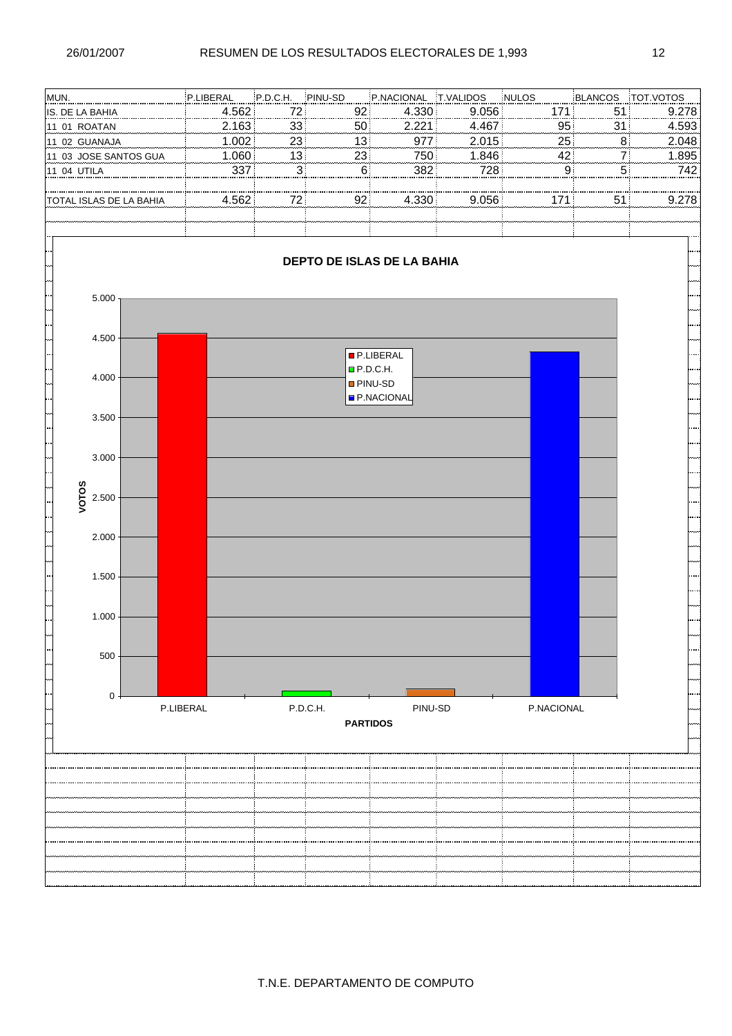RESUMEN DE LOS RESULTADOS ELECTORALES DE 1,993

| MUN. | P.LIBERAL | P.D.C.H. | PINU-SD | P.NACIONAL | T.VALIDOS | NULOS | BLANCOS | TOT.VOTOS |
|---|---|---|---|---|---|---|---|---|
| IS. DE LA BAHIA | 4.562 | 72 | 92 | 4.330 | 9.056 | 171 | 51 | 9.278 |
| 11 01 ROATAN | 2.163 | 33 | 50 | 2.221 | 4.467 | 95 | 31 | 4.593 |
| 11 02 GUANAJA | 1.002 | 23 | 13 | 977 | 2.015 | 25 | 8 | 2.048 |
| 11 03 JOSE SANTOS GUA | 1.060 | 13 | 23 | 750 | 1.846 | 42 | 7 | 1.895 |
| 11 04 UTILA | 337 | 3 | 6 | 382 | 728 | 9 | 5 | 742 |
| | | | | | | | | |
| TOTAL ISLAS DE LA BAHIA | 4.562 | 72 | 92 | 4.330 | 9.056 | 171 | 51 | 9.278 |

**DEPTO DE ISLAS DE LA BAHIA**

| PARTIDOS | VOTOS |
|---|---|
| P.LIBERAL | 4.562 |
| P.D.C.H. | 72 |
| PINU-SD | 92 |
| P.NACIONAL | 4.330 |

T.N.E. DEPARTAMENTO DE COMPUTO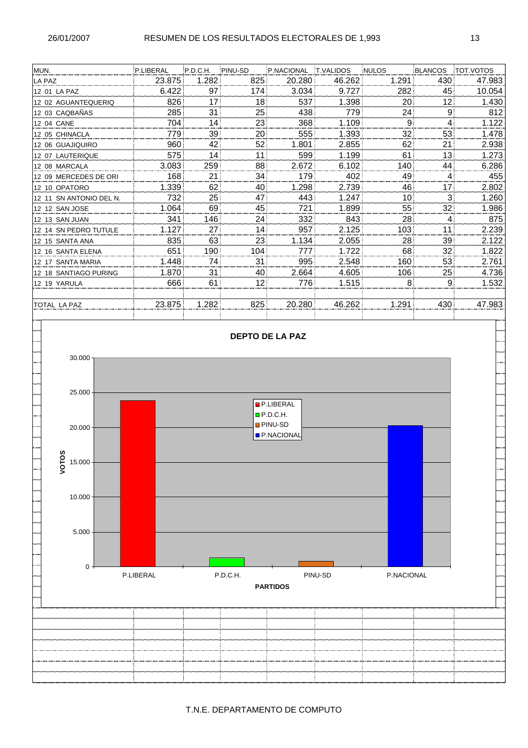# RESUMEN DE LOS RESULTADOS ELECTORALES DE 1,993

| MUN. | P.LIBERAL | P.D.C.H. | PINU-SD | P.NACIONAL | T.VALIDOS | NULOS | BLANCOS | TOT.VOTOS |
|---|---|---|---|---|---|---|---|---|
| LA PAZ | 23.875 | 1.282 | 825 | 20.280 | 46.262 | 1.291 | 430 | 47.983 |
| 12 01 LA PAZ | 6.422 | 97 | 174 | 3.034 | 9.727 | 282 | 45 | 10.054 |
| 12 02 AGUANTEQUERIQ | 826 | 17 | 18 | 537 | 1.398 | 20 | 12 | 1.430 |
| 12 03 CAQBAÑAS | 285 | 31 | 25 | 438 | 779 | 24 | 9 | 812 |
| 12 04 CANE | 704 | 14 | 23 | 368 | 1.109 | 9 | 4 | 1.122 |
| 12 05 CHINACLA | 779 | 39 | 20 | 555 | 1.393 | 32 | 53 | 1.478 |
| 12 06 GUAJIQUIRO | 960 | 42 | 52 | 1.801 | 2.855 | 62 | 21 | 2.938 |
| 12 07 LAUTERIQUE | 575 | 14 | 11 | 599 | 1.199 | 61 | 13 | 1.273 |
| 12 08 MARCALA | 3.083 | 259 | 88 | 2.672 | 6.102 | 140 | 44 | 6.286 |
| 12 09 MERCEDES DE ORI | 168 | 21 | 34 | 179 | 402 | 49 | 4 | 455 |
| 12 10 OPATORO | 1.339 | 62 | 40 | 1.298 | 2.739 | 46 | 17 | 2.802 |
| 12 11 SN ANTONIO DEL N. | 732 | 25 | 47 | 443 | 1.247 | 10 | 3 | 1.260 |
| 12 12 SAN JOSE | 1.064 | 69 | 45 | 721 | 1.899 | 55 | 32 | 1.986 |
| 12 13 SAN JUAN | 341 | 146 | 24 | 332 | 843 | 28 | 4 | 875 |
| 12 14 SN PEDRO TUTULE | 1.127 | 27 | 14 | 957 | 2.125 | 103 | 11 | 2.239 |
| 12 15 SANTA ANA | 835 | 63 | 23 | 1.134 | 2.055 | 28 | 39 | 2.122 |
| 12 16 SANTA ELENA | 651 | 190 | 104 | 777 | 1.722 | 68 | 32 | 1.822 |
| 12 17 SANTA MARIA | 1.448 | 74 | 31 | 995 | 2.548 | 160 | 53 | 2.761 |
| 12 18 SANTIAGO PURING | 1.870 | 31 | 40 | 2.664 | 4.605 | 106 | 25 | 4.736 |
| 12 19 YARULA | 666 | 61 | 12 | 776 | 1.515 | 8 | 9 | 1.532 |
| TOTAL LA PAZ | 23.875 | 1.282 | 825 | 20.280 | 46.262 | 1.291 | 430 | 47.983 |

**DEPTO DE LA PAZ**

T.N.E. DEPARTAMENTO DE COMPUTO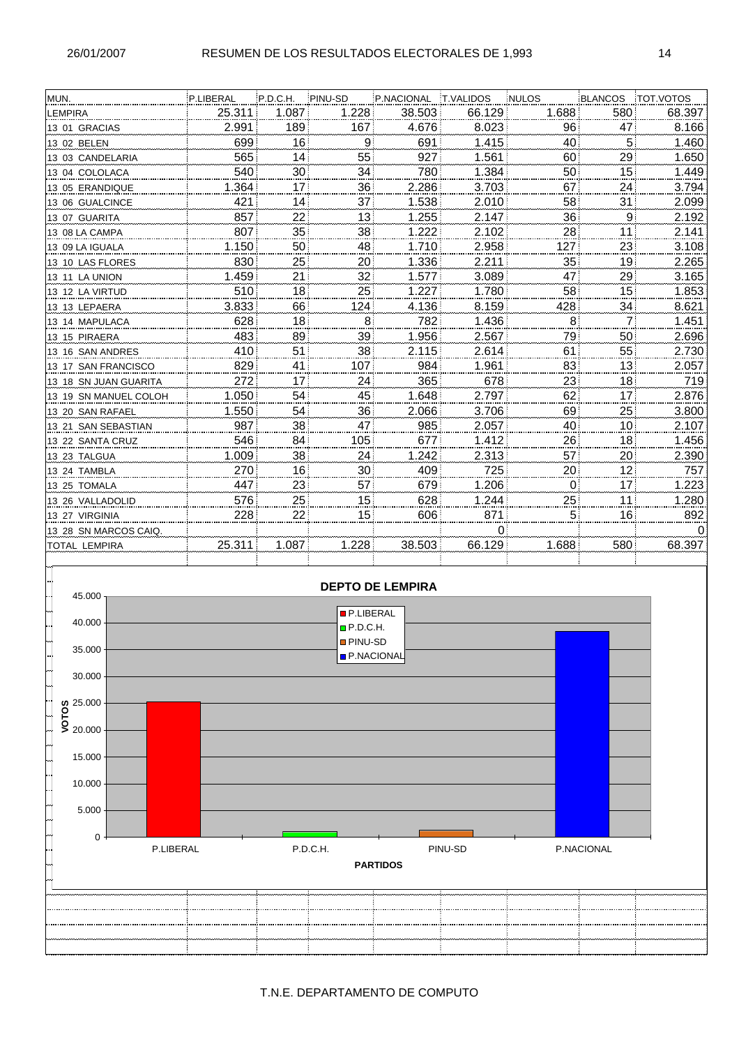# RESUMEN DE LOS RESULTADOS ELECTORALES DE 1,993

| MUN. | P.LIBERAL | P.D.C.H. | PINU-SD | P.NACIONAL | T.VALIDOS | NULOS | BLANCOS | TOT.VOTOS |
|---|---|---|---|---|---|---|---|---|
| LEMPIRA | 25.311 | 1.087 | 1.228 | 38.503 | 66.129 | 1.688 | 580 | 68.397 |
| 13 01 GRACIAS | 2.991 | 189 | 167 | 4.676 | 8.023 | 96 | 47 | 8.166 |
| 13 02 BELEN | 699 | 16 | 9 | 691 | 1.415 | 40 | 5 | 1.460 |
| 13 03 CANDELARIA | 565 | 14 | 55 | 927 | 1.561 | 60 | 29 | 1.650 |
| 13 04 COLOLACA | 540 | 30 | 34 | 780 | 1.384 | 50 | 15 | 1.449 |
| 13 05 ERANDIQUE | 1.364 | 17 | 36 | 2.286 | 3.703 | 67 | 24 | 3.794 |
| 13 06 GUALCINCE | 421 | 14 | 37 | 1.538 | 2.010 | 58 | 31 | 2.099 |
| 13 07 GUARITA | 857 | 22 | 13 | 1.255 | 2.147 | 36 | 9 | 2.192 |
| 13 08 LA CAMPA | 807 | 35 | 38 | 1.222 | 2.102 | 28 | 11 | 2.141 |
| 13 09 LA IGUALA | 1.150 | 50 | 48 | 1.710 | 2.958 | 127 | 23 | 3.108 |
| 13 10 LAS FLORES | 830 | 25 | 20 | 1.336 | 2.211 | 35 | 19 | 2.265 |
| 13 11 LA UNION | 1.459 | 21 | 32 | 1.577 | 3.089 | 47 | 29 | 3.165 |
| 13 12 LA VIRTUD | 510 | 18 | 25 | 1.227 | 1.780 | 58 | 15 | 1.853 |
| 13 13 LEPAERA | 3.833 | 66 | 124 | 4.136 | 8.159 | 428 | 34 | 8.621 |
| 13 14 MAPULACA | 628 | 18 | 8 | 782 | 1.436 | 8 | 7 | 1.451 |
| 13 15 PIRAERA | 483 | 89 | 39 | 1.956 | 2.567 | 79 | 50 | 2.696 |
| 13 16 SAN ANDRES | 410 | 51 | 38 | 2.115 | 2.614 | 61 | 55 | 2.730 |
| 13 17 SAN FRANCISCO | 829 | 41 | 107 | 984 | 1.961 | 83 | 13 | 2.057 |
| 13 18 SN JUAN GUARITA | 272 | 17 | 24 | 365 | 678 | 23 | 18 | 719 |
| 13 19 SN MANUEL COLOH | 1.050 | 54 | 45 | 1.648 | 2.797 | 62 | 17 | 2.876 |
| 13 20 SAN RAFAEL | 1.550 | 54 | 36 | 2.066 | 3.706 | 69 | 25 | 3.800 |
| 13 21 SAN SEBASTIAN | 987 | 38 | 47 | 985 | 2.057 | 40 | 10 | 2.107 |
| 13 22 SANTA CRUZ | 546 | 84 | 105 | 677 | 1.412 | 26 | 18 | 1.456 |
| 13 23 TALGUA | 1.009 | 38 | 24 | 1.242 | 2.313 | 57 | 20 | 2.390 |
| 13 24 TAMBLA | 270 | 16 | 30 | 409 | 725 | 20 | 12 | 757 |
| 13 25 TOMALA | 447 | 23 | 57 | 679 | 1.206 | 0 | 17 | 1.223 |
| 13 26 VALLADOLID | 576 | 25 | 15 | 628 | 1.244 | 25 | 11 | 1.280 |
| 13 27 VIRGINIA | 228 | 22 | 15 | 606 | 871 | 5 | 16 | 892 |
| 13 28 SN MARCOS CAIQ. | | | | | 0 | | | 0 |
| TOTAL LEMPIRA | 25.311 | 1.087 | 1.228 | 38.503 | 66.129 | 1.688 | 580 | 68.397 |

**DEPTO DE LEMPIRA**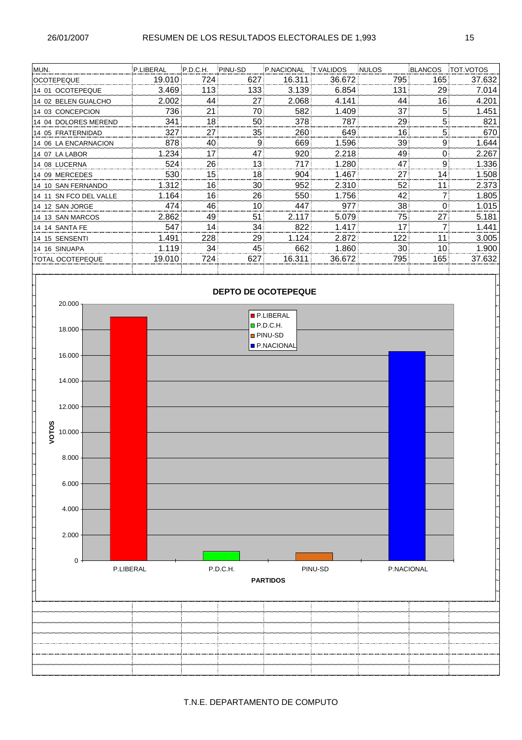# RESUMEN DE LOS RESULTADOS ELECTORALES DE 1,993

| MUN. | P.LIBERAL | P.D.C.H. | PINU-SD | P.NACIONAL | T.VALIDOS | NULOS | BLANCOS | TOT.VOTOS |
|---|---|---|---|---|---|---|---|---|
| OCOTEPEQUE | 19.010 | 724 | 627 | 16.311 | 36.672 | 795 | 165 | 37.632 |
| 14 01 OCOTEPEQUE | 3.469 | 113 | 133 | 3.139 | 6.854 | 131 | 29 | 7.014 |
| 14 02 BELEN GUALCHO | 2.002 | 44 | 27 | 2.068 | 4.141 | 44 | 16 | 4.201 |
| 14 03 CONCEPCION | 736 | 21 | 70 | 582 | 1.409 | 37 | 5 | 1.451 |
| 14 04 DOLORES MEREND | 341 | 18 | 50 | 378 | 787 | 29 | 5 | 821 |
| 14 05 FRATERNIDAD | 327 | 27 | 35 | 260 | 649 | 16 | 5 | 670 |
| 14 06 LA ENCARNACION | 878 | 40 | 9 | 669 | 1.596 | 39 | 9 | 1.644 |
| 14 07 LA LABOR | 1.234 | 17 | 47 | 920 | 2.218 | 49 | 0 | 2.267 |
| 14 08 LUCERNA | 524 | 26 | 13 | 717 | 1.280 | 47 | 9 | 1.336 |
| 14 09 MERCEDES | 530 | 15 | 18 | 904 | 1.467 | 27 | 14 | 1.508 |
| 14 10 SAN FERNANDO | 1.312 | 16 | 30 | 952 | 2.310 | 52 | 11 | 2.373 |
| 14 11 SN FCO DEL VALLE | 1.164 | 16 | 26 | 550 | 1.756 | 42 | 7 | 1.805 |
| 14 12 SAN JORGE | 474 | 46 | 10 | 447 | 977 | 38 | 0 | 1.015 |
| 14 13 SAN MARCOS | 2.862 | 49 | 51 | 2.117 | 5.079 | 75 | 27 | 5.181 |
| 14 14 SANTA FE | 547 | 14 | 34 | 822 | 1.417 | 17 | 7 | 1.441 |
| 14 15 SENSENTI | 1.491 | 228 | 29 | 1.124 | 2.872 | 122 | 11 | 3.005 |
| 14 16 SINUAPA | 1.119 | 34 | 45 | 662 | 1.860 | 30 | 10 | 1.900 |
| TOTAL OCOTEPEQUE | 19.010 | 724 | 627 | 16.311 | 36.672 | 795 | 165 | 37.632 |

**DEPTO DE OCOTEPEQUE**

| PARTIDOS | VOTOS |
|---|---|
| P.LIBERAL | 19.010 |
| P.D.C.H. | 724 |
| PINU-SD | 627 |
| P.NACIONAL | 16.311 |

T.N.E. DEPARTAMENTO DE COMPUTO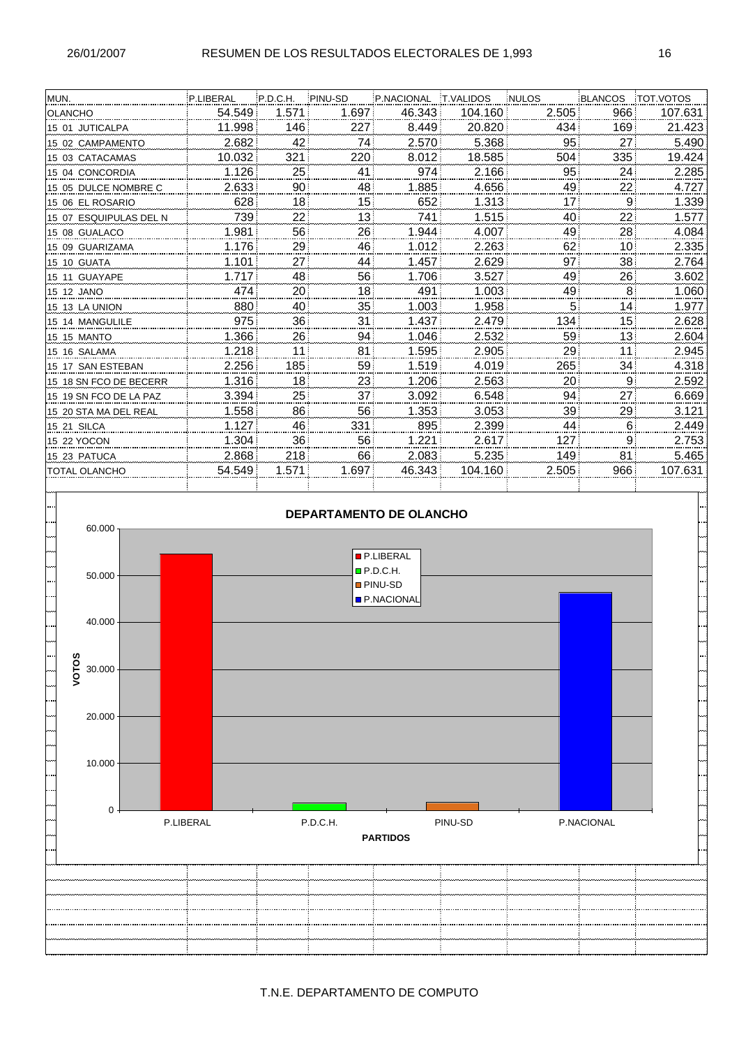## RESUMEN DE LOS RESULTADOS ELECTORALES DE 1,993

| MUN. | P.LIBERAL | P.D.C.H. | PINU-SD | P.NACIONAL | T.VALIDOS | NULOS | BLANCOS | TOT.VOTOS |
|---|---|---|---|---|---|---|---|---|
| OLANCHO | 54.549 | 1.571 | 1.697 | 46.343 | 104.160 | 2.505 | 966 | 107.631 |
| 15 01 JUTICALPA | 11.998 | 146 | 227 | 8.449 | 20.820 | 434 | 169 | 21.423 |
| 15 02 CAMPAMENTO | 2.682 | 42 | 74 | 2.570 | 5.368 | 95 | 27 | 5.490 |
| 15 03 CATACAMAS | 10.032 | 321 | 220 | 8.012 | 18.585 | 504 | 335 | 19.424 |
| 15 04 CONCORDIA | 1.126 | 25 | 41 | 974 | 2.166 | 95 | 24 | 2.285 |
| 15 05 DULCE NOMBRE C | 2.633 | 90 | 48 | 1.885 | 4.656 | 49 | 22 | 4.727 |
| 15 06 EL ROSARIO | 628 | 18 | 15 | 652 | 1.313 | 17 | 9 | 1.339 |
| 15 07 ESQUIPULAS DEL N | 739 | 22 | 13 | 741 | 1.515 | 40 | 22 | 1.577 |
| 15 08 GUALACO | 1.981 | 56 | 26 | 1.944 | 4.007 | 49 | 28 | 4.084 |
| 15 09 GUARIZAMA | 1.176 | 29 | 46 | 1.012 | 2.263 | 62 | 10 | 2.335 |
| 15 10 GUATA | 1.101 | 27 | 44 | 1.457 | 2.629 | 97 | 38 | 2.764 |
| 15 11 GUAYAPE | 1.717 | 48 | 56 | 1.706 | 3.527 | 49 | 26 | 3.602 |
| 15 12 JANO | 474 | 20 | 18 | 491 | 1.003 | 49 | 8 | 1.060 |
| 15 13 LA UNION | 880 | 40 | 35 | 1.003 | 1.958 | 5 | 14 | 1.977 |
| 15 14 MANGULILE | 975 | 36 | 31 | 1.437 | 2.479 | 134 | 15 | 2.628 |
| 15 15 MANTO | 1.366 | 26 | 94 | 1.046 | 2.532 | 59 | 13 | 2.604 |
| 15 16 SALAMA | 1.218 | 11 | 81 | 1.595 | 2.905 | 29 | 11 | 2.945 |
| 15 17 SAN ESTEBAN | 2.256 | 185 | 59 | 1.519 | 4.019 | 265 | 34 | 4.318 |
| 15 18 SN FCO DE BECERR | 1.316 | 18 | 23 | 1.206 | 2.563 | 20 | 9 | 2.592 |
| 15 19 SN FCO DE LA PAZ | 3.394 | 25 | 37 | 3.092 | 6.548 | 94 | 27 | 6.669 |
| 15 20 STA MA DEL REAL | 1.558 | 86 | 56 | 1.353 | 3.053 | 39 | 29 | 3.121 |
| 15 21 SILCA | 1.127 | 46 | 331 | 895 | 2.399 | 44 | 6 | 2.449 |
| 15 22 YOCON | 1.304 | 36 | 56 | 1.221 | 2.617 | 127 | 9 | 2.753 |
| 15 23 PATUCA | 2.868 | 218 | 66 | 2.083 | 5.235 | 149 | 81 | 5.465 |
| TOTAL OLANCHO | 54.549 | 1.571 | 1.697 | 46.343 | 104.160 | 2.505 | 966 | 107.631 |

**DEPARTAMENTO DE OLANCHO**

VOTOS / PARTIDOS: P.LIBERAL, P.D.C.H., PINU-SD, P.NACIONAL

T.N.E. DEPARTAMENTO DE COMPUTO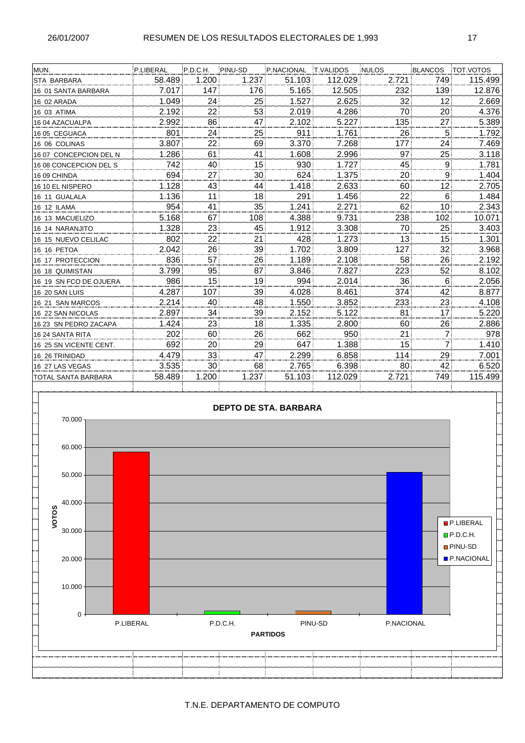# RESUMEN DE LOS RESULTADOS ELECTORALES DE 1,993

26/01/2007

| MUN. | P.LIBERAL | P.D.C.H. | PINU-SD | P.NACIONAL | T.VALIDOS | NULOS | BLANCOS | TOT.VOTOS |
|---|---|---|---|---|---|---|---|---|
| STA BARBARA | 58.489 | 1.200 | 1.237 | 51.103 | 112.029 | 2.721 | 749 | 115.499 |
| 16 01 SANTA BARBARA | 7.017 | 147 | 176 | 5.165 | 12.505 | 232 | 139 | 12.876 |
| 16 02 ARADA | 1.049 | 24 | 25 | 1.527 | 2.625 | 32 | 12 | 2.669 |
| 16 03 ATIMA | 2.192 | 22 | 53 | 2.019 | 4.286 | 70 | 20 | 4.376 |
| 16 04 AZACUALPA | 2.992 | 86 | 47 | 2.102 | 5.227 | 135 | 27 | 5.389 |
| 16 05 CEGUACA | 801 | 24 | 25 | 911 | 1.761 | 26 | 5 | 1.792 |
| 16 06 COLINAS | 3.807 | 22 | 69 | 3.370 | 7.268 | 177 | 24 | 7.469 |
| 16 07 CONCEPCION DEL N | 1.286 | 61 | 41 | 1.608 | 2.996 | 97 | 25 | 3.118 |
| 16 08 CONCEPCION DEL S | 742 | 40 | 15 | 930 | 1.727 | 45 | 9 | 1.781 |
| 16 09 CHINDA | 694 | 27 | 30 | 624 | 1.375 | 20 | 9 | 1.404 |
| 16 10 EL NISPERO | 1.128 | 43 | 44 | 1.418 | 2.633 | 60 | 12 | 2.705 |
| 16 11 GUALALA | 1.136 | 11 | 18 | 291 | 1.456 | 22 | 6 | 1.484 |
| 16 12 ILAMA | 954 | 41 | 35 | 1.241 | 2.271 | 62 | 10 | 2.343 |
| 16 13 MACUELIZO | 5.168 | 67 | 108 | 4.388 | 9.731 | 238 | 102 | 10.071 |
| 16 14 NARANJITO | 1.328 | 23 | 45 | 1.912 | 3.308 | 70 | 25 | 3.403 |
| 16 15 NUEVO CELILAC | 802 | 22 | 21 | 428 | 1.273 | 13 | 15 | 1.301 |
| 16 16 PETOA | 2.042 | 26 | 39 | 1.702 | 3.809 | 127 | 32 | 3.968 |
| 16 17 PROTECCION | 836 | 57 | 26 | 1.189 | 2.108 | 58 | 26 | 2.192 |
| 16 18 QUIMISTAN | 3.799 | 95 | 87 | 3.846 | 7.827 | 223 | 52 | 8.102 |
| 16 19 SN FCO DE OJUERA | 986 | 15 | 19 | 994 | 2.014 | 36 | 6 | 2.056 |
| 16 20 SAN LUIS | 4.287 | 107 | 39 | 4.028 | 8.461 | 374 | 42 | 8.877 |
| 16 21 SAN MARCOS | 2.214 | 40 | 48 | 1.550 | 3.852 | 233 | 23 | 4.108 |
| 16 22 SAN NICOLAS | 2.897 | 34 | 39 | 2.152 | 5.122 | 81 | 17 | 5.220 |
| 16 23 SN PEDRO ZACAPA | 1.424 | 23 | 18 | 1.335 | 2.800 | 60 | 26 | 2.886 |
| 16 24 SANTA RITA | 202 | 60 | 26 | 662 | 950 | 21 | 7 | 978 |
| 16 25 SN VICENTE CENT. | 692 | 20 | 29 | 647 | 1.388 | 15 | 7 | 1.410 |
| 16 26 TRINIDAD | 4.479 | 33 | 47 | 2.299 | 6.858 | 114 | 29 | 7.001 |
| 16 27 LAS VEGAS | 3.535 | 30 | 68 | 2.765 | 6.398 | 80 | 42 | 6.520 |
| TOTAL SANTA BARBARA | 58.489 | 1.200 | 1.237 | 51.103 | 112.029 | 2.721 | 749 | 115.499 |

DEPTO DE STA. BARBARA

T.N.E. DEPARTAMENTO DE COMPUTO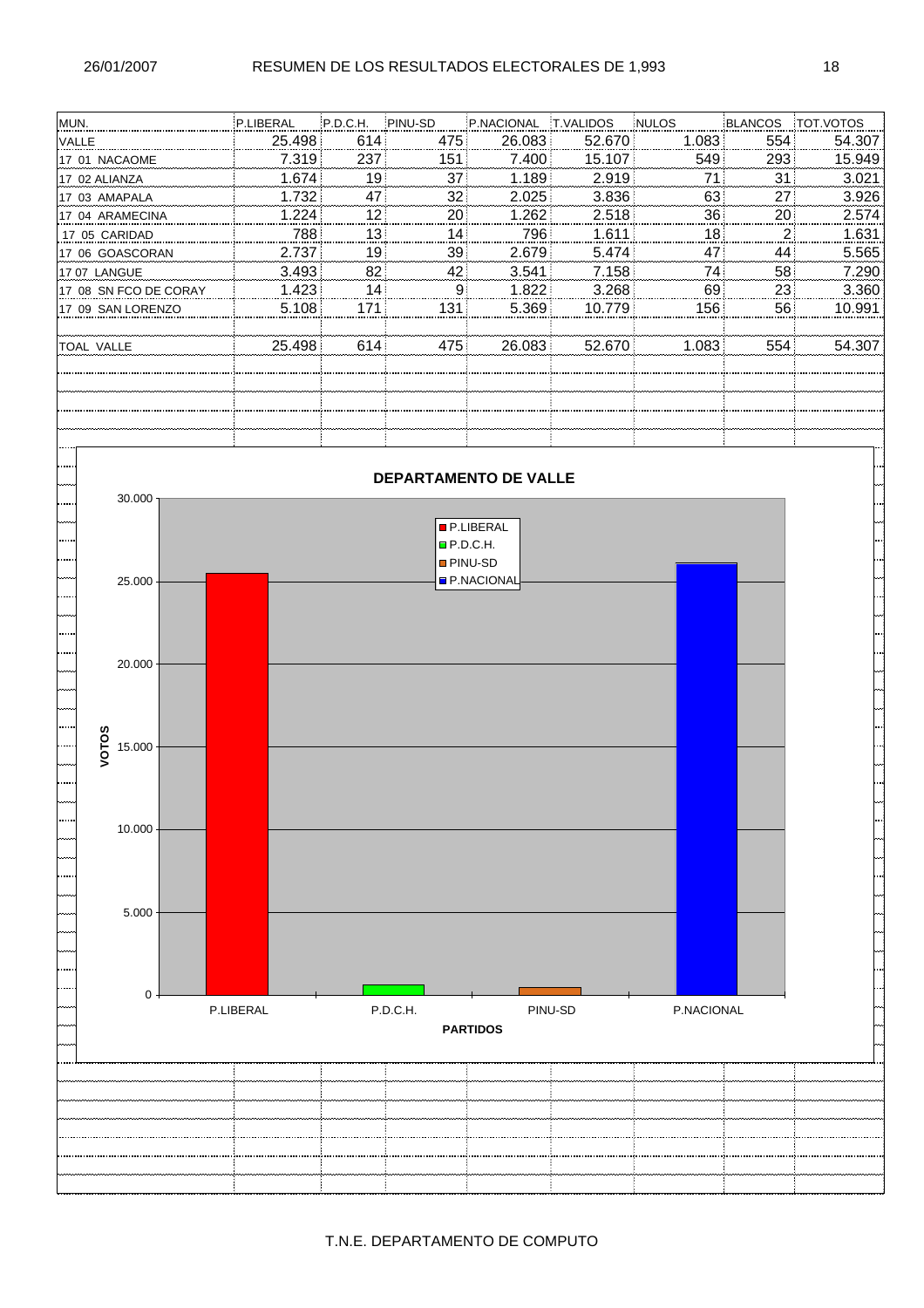## RESUMEN DE LOS RESULTADOS ELECTORALES DE 1,993

| MUN. | P.LIBERAL | P.D.C.H. | PINU-SD | P.NACIONAL | T.VALIDOS | NULOS | BLANCOS | TOT.VOTOS |
|---|---|---|---|---|---|---|---|---|
| VALLE | 25.498 | 614 | 475 | 26.083 | 52.670 | 1.083 | 554 | 54.307 |
| 17 01 NACAOME | 7.319 | 237 | 151 | 7.400 | 15.107 | 549 | 293 | 15.949 |
| 17 02 ALIANZA | 1.674 | 19 | 37 | 1.189 | 2.919 | 71 | 31 | 3.021 |
| 17 03 AMAPALA | 1.732 | 47 | 32 | 2.025 | 3.836 | 63 | 27 | 3.926 |
| 17 04 ARAMECINA | 1.224 | 12 | 20 | 1.262 | 2.518 | 36 | 20 | 2.574 |
| 17 05 CARIDAD | 788 | 13 | 14 | 796 | 1.611 | 18 | 2 | 1.631 |
| 17 06 GOASCORAN | 2.737 | 19 | 39 | 2.679 | 5.474 | 47 | 44 | 5.565 |
| 17 07 LANGUE | 3.493 | 82 | 42 | 3.541 | 7.158 | 74 | 58 | 7.290 |
| 17 08 SN FCO DE CORAY | 1.423 | 14 | 9 | 1.822 | 3.268 | 69 | 23 | 3.360 |
| 17 09 SAN LORENZO | 5.108 | 171 | 131 | 5.369 | 10.779 | 156 | 56 | 10.991 |
| TOAL VALLE | 25.498 | 614 | 475 | 26.083 | 52.670 | 1.083 | 554 | 54.307 |

**DEPARTAMENTO DE VALLE**

| PARTIDOS | VOTOS |
|---|---|
| P.LIBERAL | 25.498 |
| P.D.C.H. | 614 |
| PINU-SD | 475 |
| P.NACIONAL | 26.083 |

T.N.E. DEPARTAMENTO DE COMPUTO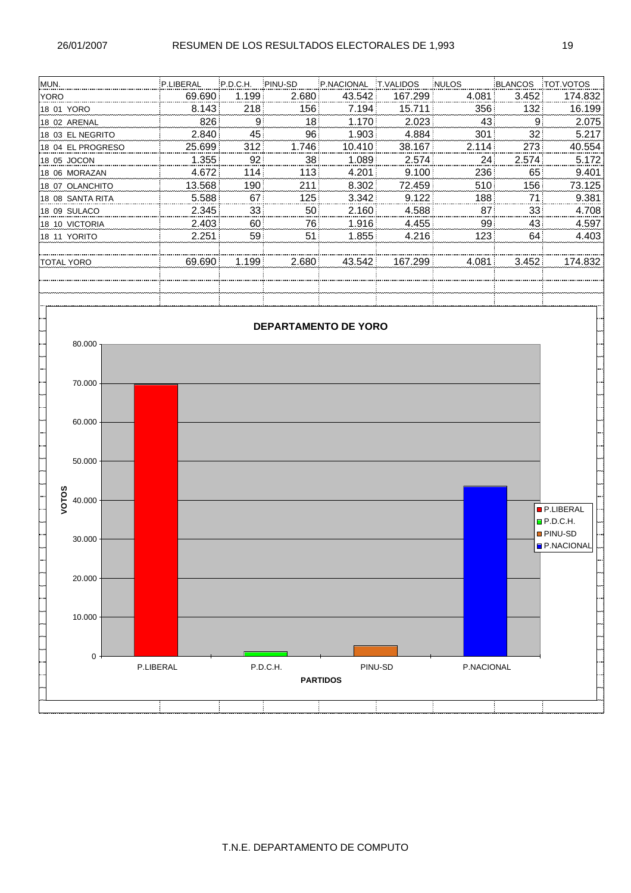# RESUMEN DE LOS RESULTADOS ELECTORALES DE 1,993

| MUN. | P.LIBERAL | P.D.C.H. | PINU-SD | P.NACIONAL | T.VALIDOS | NULOS | BLANCOS | TOT.VOTOS |
|---|---|---|---|---|---|---|---|---|
| YORO | 69.690 | 1.199 | 2.680 | 43.542 | 167.299 | 4.081 | 3.452 | 174.832 |
| 18 01 YORO | 8.143 | 218 | 156 | 7.194 | 15.711 | 356 | 132 | 16.199 |
| 18 02 ARENAL | 826 | 9 | 18 | 1.170 | 2.023 | 43 | 9 | 2.075 |
| 18 03 EL NEGRITO | 2.840 | 45 | 96 | 1.903 | 4.884 | 301 | 32 | 5.217 |
| 18 04 EL PROGRESO | 25.699 | 312 | 1.746 | 10.410 | 38.167 | 2.114 | 273 | 40.554 |
| 18 05 JOCON | 1.355 | 92 | 38 | 1.089 | 2.574 | 24 | 2.574 | 5.172 |
| 18 06 MORAZAN | 4.672 | 114 | 113 | 4.201 | 9.100 | 236 | 65 | 9.401 |
| 18 07 OLANCHITO | 13.568 | 190 | 211 | 8.302 | 72.459 | 510 | 156 | 73.125 |
| 18 08 SANTA RITA | 5.588 | 67 | 125 | 3.342 | 9.122 | 188 | 71 | 9.381 |
| 18 09 SULACO | 2.345 | 33 | 50 | 2.160 | 4.588 | 87 | 33 | 4.708 |
| 18 10 VICTORIA | 2.403 | 60 | 76 | 1.916 | 4.455 | 99 | 43 | 4.597 |
| 18 11 YORITO | 2.251 | 59 | 51 | 1.855 | 4.216 | 123 | 64 | 4.403 |
| | | | | | | | | |
| TOTAL YORO | 69.690 | 1.199 | 2.680 | 43.542 | 167.299 | 4.081 | 3.452 | 174.832 |

DEPARTAMENTO DE YORO

VOTOS

80.000
70.000
60.000
50.000
40.000
30.000
20.000
10.000
0

P.LIBERAL
P.D.C.H.
PINU-SD
P.NACIONAL

PARTIDOS

P.LIBERAL
P.D.C.H.
PINU-SD
P.NACIONAL

T.N.E. DEPARTAMENTO DE COMPUTO